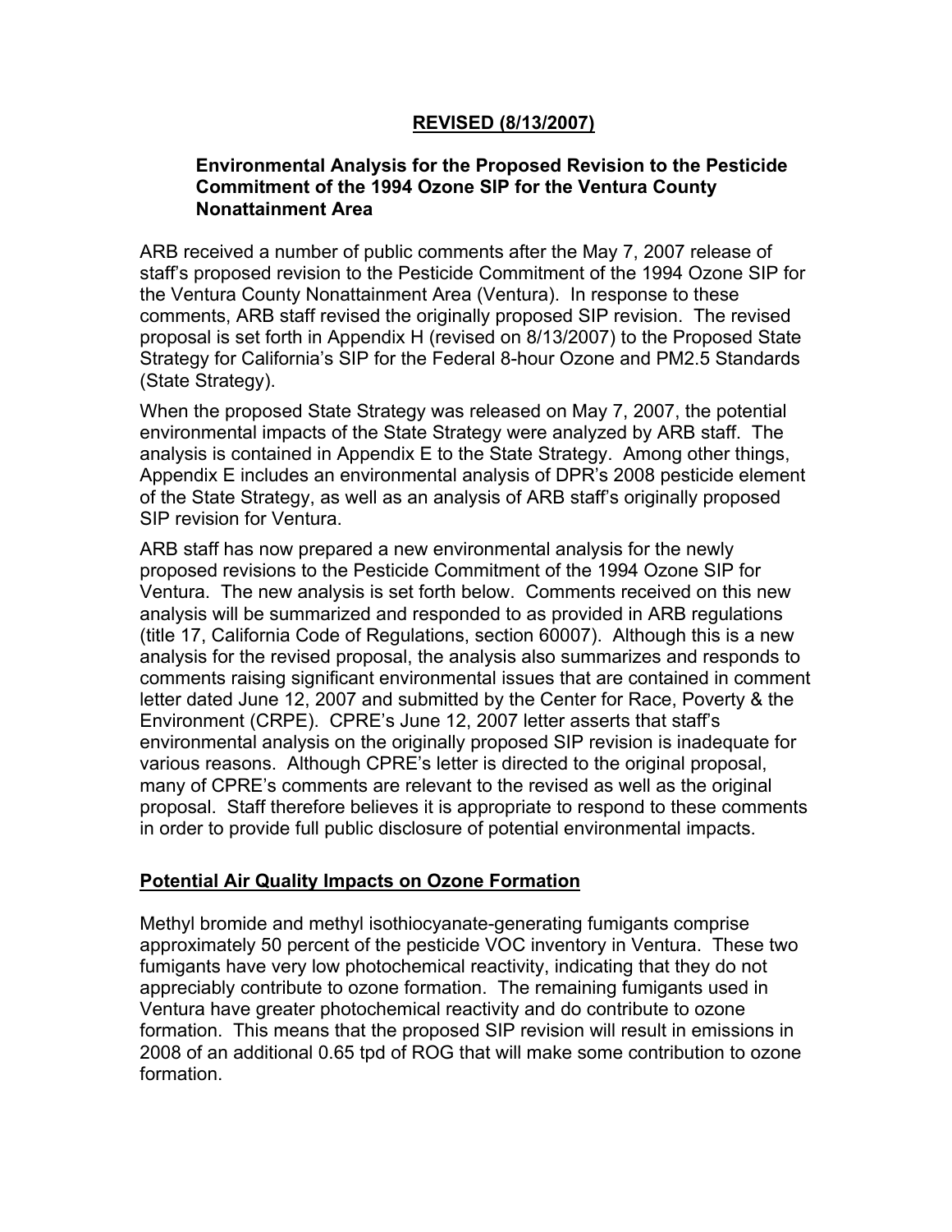**REVISED (8/13/2007)**

**Environmental Analysis for the Proposed Revision to the Pesticide Commitment of the 1994 Ozone SIP for the Ventura County Nonattainment Area**

ARB received a number of public comments after the May 7, 2007 release of staff's proposed revision to the Pesticide Commitment of the 1994 Ozone SIP for the Ventura County Nonattainment Area (Ventura). In response to these comments, ARB staff revised the originally proposed SIP revision. The revised proposal is set forth in Appendix H (revised on 8/13/2007) to the Proposed State Strategy for California's SIP for the Federal 8-hour Ozone and PM2.5 Standards (State Strategy).

When the proposed State Strategy was released on May 7, 2007, the potential environmental impacts of the State Strategy were analyzed by ARB staff. The analysis is contained in Appendix E to the State Strategy. Among other things, Appendix E includes an environmental analysis of DPR's 2008 pesticide element of the State Strategy, as well as an analysis of ARB staff's originally proposed SIP revision for Ventura.

ARB staff has now prepared a new environmental analysis for the newly proposed revisions to the Pesticide Commitment of the 1994 Ozone SIP for Ventura. The new analysis is set forth below. Comments received on this new analysis will be summarized and responded to as provided in ARB regulations (title 17, California Code of Regulations, section 60007). Although this is a new analysis for the revised proposal, the analysis also summarizes and responds to comments raising significant environmental issues that are contained in comment letter dated June 12, 2007 and submitted by the Center for Race, Poverty & the Environment (CRPE). CPRE's June 12, 2007 letter asserts that staff's environmental analysis on the originally proposed SIP revision is inadequate for various reasons. Although CPRE's letter is directed to the original proposal, many of CPRE's comments are relevant to the revised as well as the original proposal. Staff therefore believes it is appropriate to respond to these comments in order to provide full public disclosure of potential environmental impacts.

## Potential Air Quality Impacts on Ozone Formation

Methyl bromide and methyl isothiocyanate-generating fumigants comprise approximately 50 percent of the pesticide VOC inventory in Ventura. These two fumigants have very low photochemical reactivity, indicating that they do not appreciably contribute to ozone formation. The remaining fumigants used in Ventura have greater photochemical reactivity and do contribute to ozone formation. This means that the proposed SIP revision will result in emissions in 2008 of an additional 0.65 tpd of ROG that will make some contribution to ozone formation.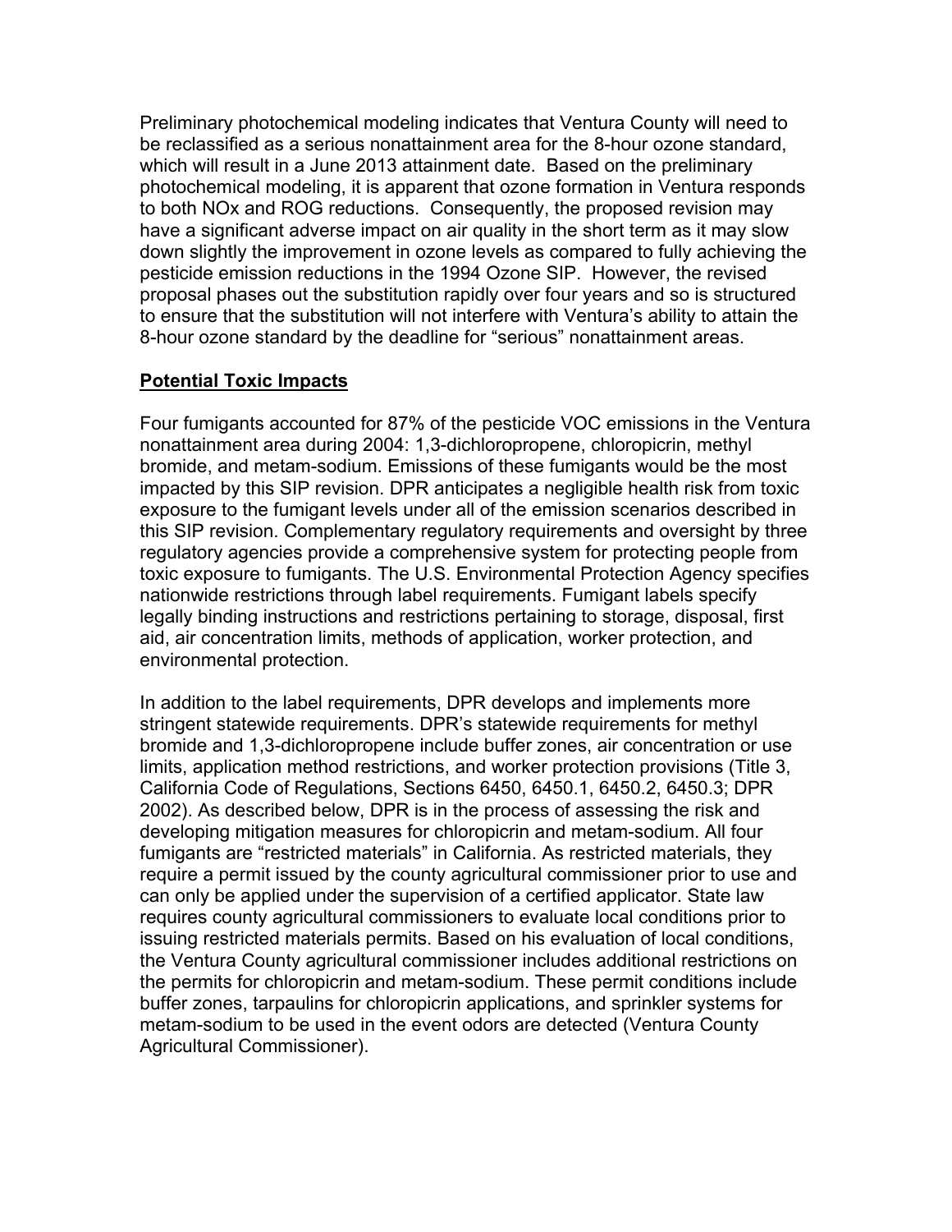Preliminary photochemical modeling indicates that Ventura County will need to be reclassified as a serious nonattainment area for the 8-hour ozone standard, which will result in a June 2013 attainment date. Based on the preliminary photochemical modeling, it is apparent that ozone formation in Ventura responds to both NOx and ROG reductions. Consequently, the proposed revision may have a significant adverse impact on air quality in the short term as it may slow down slightly the improvement in ozone levels as compared to fully achieving the pesticide emission reductions in the 1994 Ozone SIP. However, the revised proposal phases out the substitution rapidly over four years and so is structured to ensure that the substitution will not interfere with Ventura's ability to attain the 8-hour ozone standard by the deadline for "serious" nonattainment areas.

## Potential Toxic Impacts

Four fumigants accounted for 87% of the pesticide VOC emissions in the Ventura nonattainment area during 2004: 1,3-dichloropropene, chloropicrin, methyl bromide, and metam-sodium. Emissions of these fumigants would be the most impacted by this SIP revision. DPR anticipates a negligible health risk from toxic exposure to the fumigant levels under all of the emission scenarios described in this SIP revision. Complementary regulatory requirements and oversight by three regulatory agencies provide a comprehensive system for protecting people from toxic exposure to fumigants. The U.S. Environmental Protection Agency specifies nationwide restrictions through label requirements. Fumigant labels specify legally binding instructions and restrictions pertaining to storage, disposal, first aid, air concentration limits, methods of application, worker protection, and environmental protection.

In addition to the label requirements, DPR develops and implements more stringent statewide requirements. DPR's statewide requirements for methyl bromide and 1,3-dichloropropene include buffer zones, air concentration or use limits, application method restrictions, and worker protection provisions (Title 3, California Code of Regulations, Sections 6450, 6450.1, 6450.2, 6450.3; DPR 2002). As described below, DPR is in the process of assessing the risk and developing mitigation measures for chloropicrin and metam-sodium. All four fumigants are "restricted materials" in California. As restricted materials, they require a permit issued by the county agricultural commissioner prior to use and can only be applied under the supervision of a certified applicator. State law requires county agricultural commissioners to evaluate local conditions prior to issuing restricted materials permits. Based on his evaluation of local conditions, the Ventura County agricultural commissioner includes additional restrictions on the permits for chloropicrin and metam-sodium. These permit conditions include buffer zones, tarpaulins for chloropicrin applications, and sprinkler systems for metam-sodium to be used in the event odors are detected (Ventura County Agricultural Commissioner).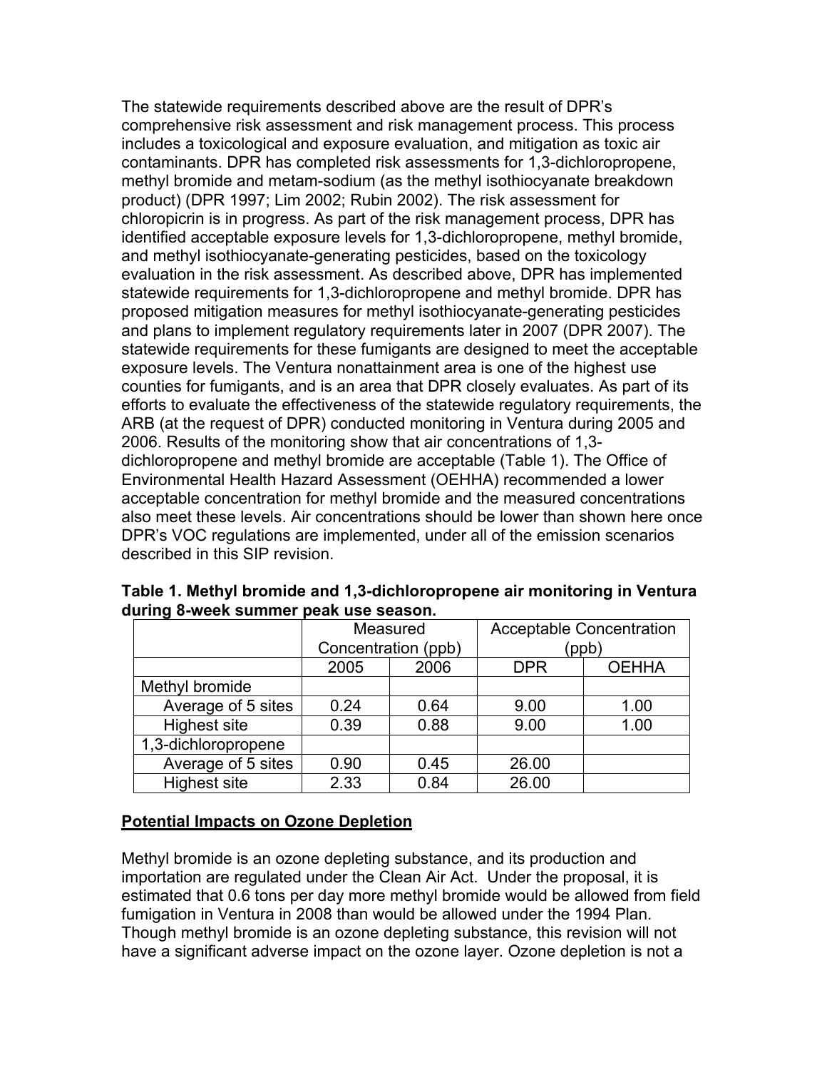The statewide requirements described above are the result of DPR's comprehensive risk assessment and risk management process. This process includes a toxicological and exposure evaluation, and mitigation as toxic air contaminants. DPR has completed risk assessments for 1,3-dichloropropene, methyl bromide and metam-sodium (as the methyl isothiocyanate breakdown product) (DPR 1997; Lim 2002; Rubin 2002). The risk assessment for chloropicrin is in progress. As part of the risk management process, DPR has identified acceptable exposure levels for 1,3-dichloropropene, methyl bromide, and methyl isothiocyanate-generating pesticides, based on the toxicology evaluation in the risk assessment. As described above, DPR has implemented statewide requirements for 1,3-dichloropropene and methyl bromide. DPR has proposed mitigation measures for methyl isothiocyanate-generating pesticides and plans to implement regulatory requirements later in 2007 (DPR 2007). The statewide requirements for these fumigants are designed to meet the acceptable exposure levels. The Ventura nonattainment area is one of the highest use counties for fumigants, and is an area that DPR closely evaluates. As part of its efforts to evaluate the effectiveness of the statewide regulatory requirements, the ARB (at the request of DPR) conducted monitoring in Ventura during 2005 and 2006. Results of the monitoring show that air concentrations of 1,3-dichloropropene and methyl bromide are acceptable (Table 1). The Office of Environmental Health Hazard Assessment (OEHHA) recommended a lower acceptable concentration for methyl bromide and the measured concentrations also meet these levels. Air concentrations should be lower than shown here once DPR's VOC regulations are implemented, under all of the emission scenarios described in this SIP revision.

**Table 1. Methyl bromide and 1,3-dichloropropene air monitoring in Ventura during 8-week summer peak use season.**

| | Measured Concentration (ppb) | | Acceptable Concentration (ppb) | |
|---|---|---|---|---|
| | 2005 | 2006 | DPR | OEHHA |
| Methyl bromide | | | | |
| Average of 5 sites | 0.24 | 0.64 | 9.00 | 1.00 |
| Highest site | 0.39 | 0.88 | 9.00 | 1.00 |
| 1,3-dichloropropene | | | | |
| Average of 5 sites | 0.90 | 0.45 | 26.00 | |
| Highest site | 2.33 | 0.84 | 26.00 | |

**Potential Impacts on Ozone Depletion**

Methyl bromide is an ozone depleting substance, and its production and importation are regulated under the Clean Air Act. Under the proposal, it is estimated that 0.6 tons per day more methyl bromide would be allowed from field fumigation in Ventura in 2008 than would be allowed under the 1994 Plan. Though methyl bromide is an ozone depleting substance, this revision will not have a significant adverse impact on the ozone layer. Ozone depletion is not a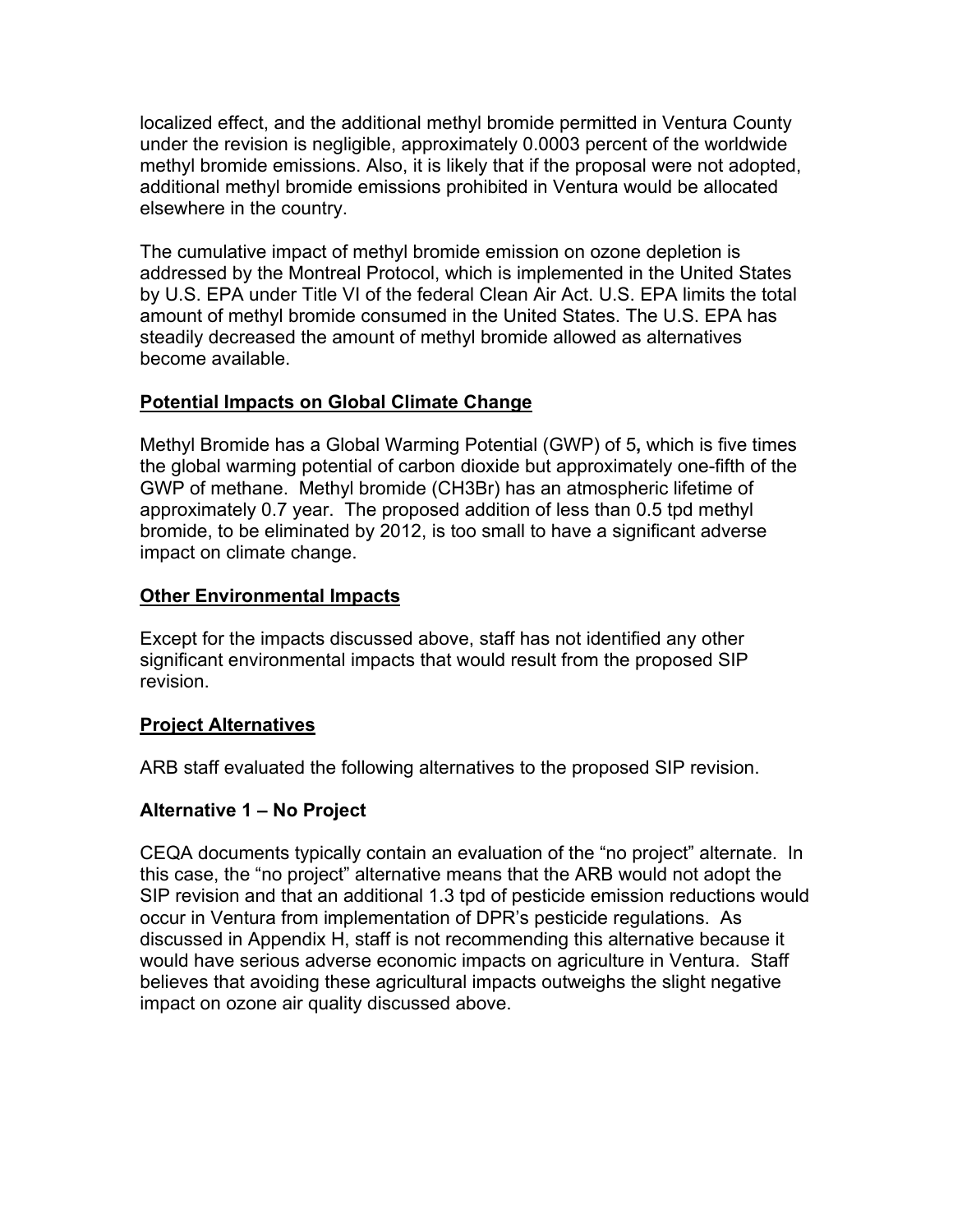localized effect, and the additional methyl bromide permitted in Ventura County under the revision is negligible, approximately 0.0003 percent of the worldwide methyl bromide emissions. Also, it is likely that if the proposal were not adopted, additional methyl bromide emissions prohibited in Ventura would be allocated elsewhere in the country.

The cumulative impact of methyl bromide emission on ozone depletion is addressed by the Montreal Protocol, which is implemented in the United States by U.S. EPA under Title VI of the federal Clean Air Act. U.S. EPA limits the total amount of methyl bromide consumed in the United States. The U.S. EPA has steadily decreased the amount of methyl bromide allowed as alternatives become available.

## Potential Impacts on Global Climate Change

Methyl Bromide has a Global Warming Potential (GWP) of 5**,** which is five times the global warming potential of carbon dioxide but approximately one-fifth of the GWP of methane. Methyl bromide ($CH_3Br$) has an atmospheric lifetime of approximately 0.7 year. The proposed addition of less than 0.5 tpd methyl bromide, to be eliminated by 2012, is too small to have a significant adverse impact on climate change.

## Other Environmental Impacts

Except for the impacts discussed above, staff has not identified any other significant environmental impacts that would result from the proposed SIP revision.

## Project Alternatives

ARB staff evaluated the following alternatives to the proposed SIP revision.

### Alternative 1 – No Project

CEQA documents typically contain an evaluation of the "no project" alternate. In this case, the "no project" alternative means that the ARB would not adopt the SIP revision and that an additional 1.3 tpd of pesticide emission reductions would occur in Ventura from implementation of DPR's pesticide regulations. As discussed in Appendix H, staff is not recommending this alternative because it would have serious adverse economic impacts on agriculture in Ventura. Staff believes that avoiding these agricultural impacts outweighs the slight negative impact on ozone air quality discussed above.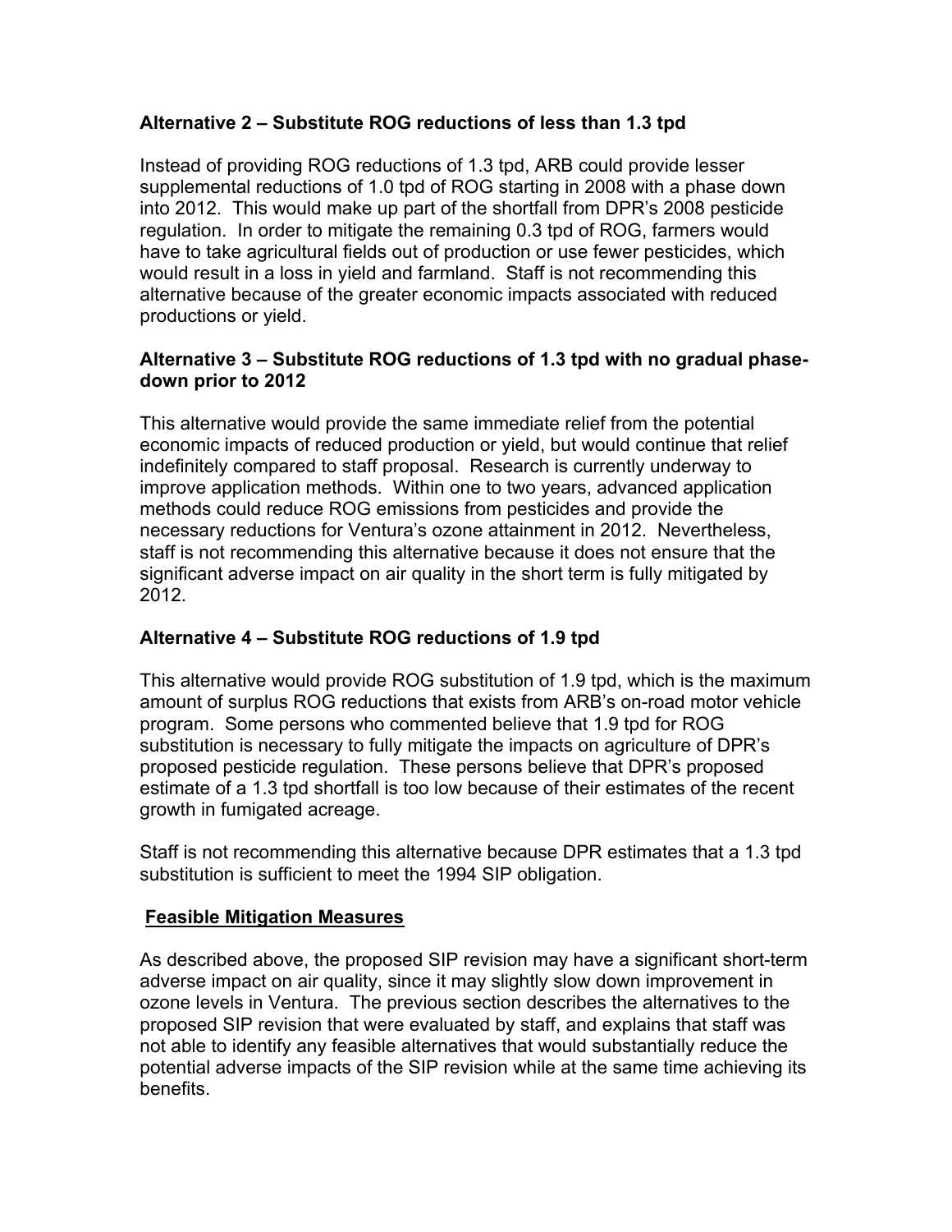### Alternative 2 – Substitute ROG reductions of less than 1.3 tpd

Instead of providing ROG reductions of 1.3 tpd, ARB could provide lesser supplemental reductions of 1.0 tpd of ROG starting in 2008 with a phase down into 2012. This would make up part of the shortfall from DPR's 2008 pesticide regulation. In order to mitigate the remaining 0.3 tpd of ROG, farmers would have to take agricultural fields out of production or use fewer pesticides, which would result in a loss in yield and farmland. Staff is not recommending this alternative because of the greater economic impacts associated with reduced productions or yield.

### Alternative 3 – Substitute ROG reductions of 1.3 tpd with no gradual phase-down prior to 2012

This alternative would provide the same immediate relief from the potential economic impacts of reduced production or yield, but would continue that relief indefinitely compared to staff proposal. Research is currently underway to improve application methods. Within one to two years, advanced application methods could reduce ROG emissions from pesticides and provide the necessary reductions for Ventura's ozone attainment in 2012. Nevertheless, staff is not recommending this alternative because it does not ensure that the significant adverse impact on air quality in the short term is fully mitigated by 2012.

### Alternative 4 – Substitute ROG reductions of 1.9 tpd

This alternative would provide ROG substitution of 1.9 tpd, which is the maximum amount of surplus ROG reductions that exists from ARB's on-road motor vehicle program. Some persons who commented believe that 1.9 tpd for ROG substitution is necessary to fully mitigate the impacts on agriculture of DPR's proposed pesticide regulation. These persons believe that DPR's proposed estimate of a 1.3 tpd shortfall is too low because of their estimates of the recent growth in fumigated acreage.

Staff is not recommending this alternative because DPR estimates that a 1.3 tpd substitution is sufficient to meet the 1994 SIP obligation.

## Feasible Mitigation Measures

As described above, the proposed SIP revision may have a significant short-term adverse impact on air quality, since it may slightly slow down improvement in ozone levels in Ventura. The previous section describes the alternatives to the proposed SIP revision that were evaluated by staff, and explains that staff was not able to identify any feasible alternatives that would substantially reduce the potential adverse impacts of the SIP revision while at the same time achieving its benefits.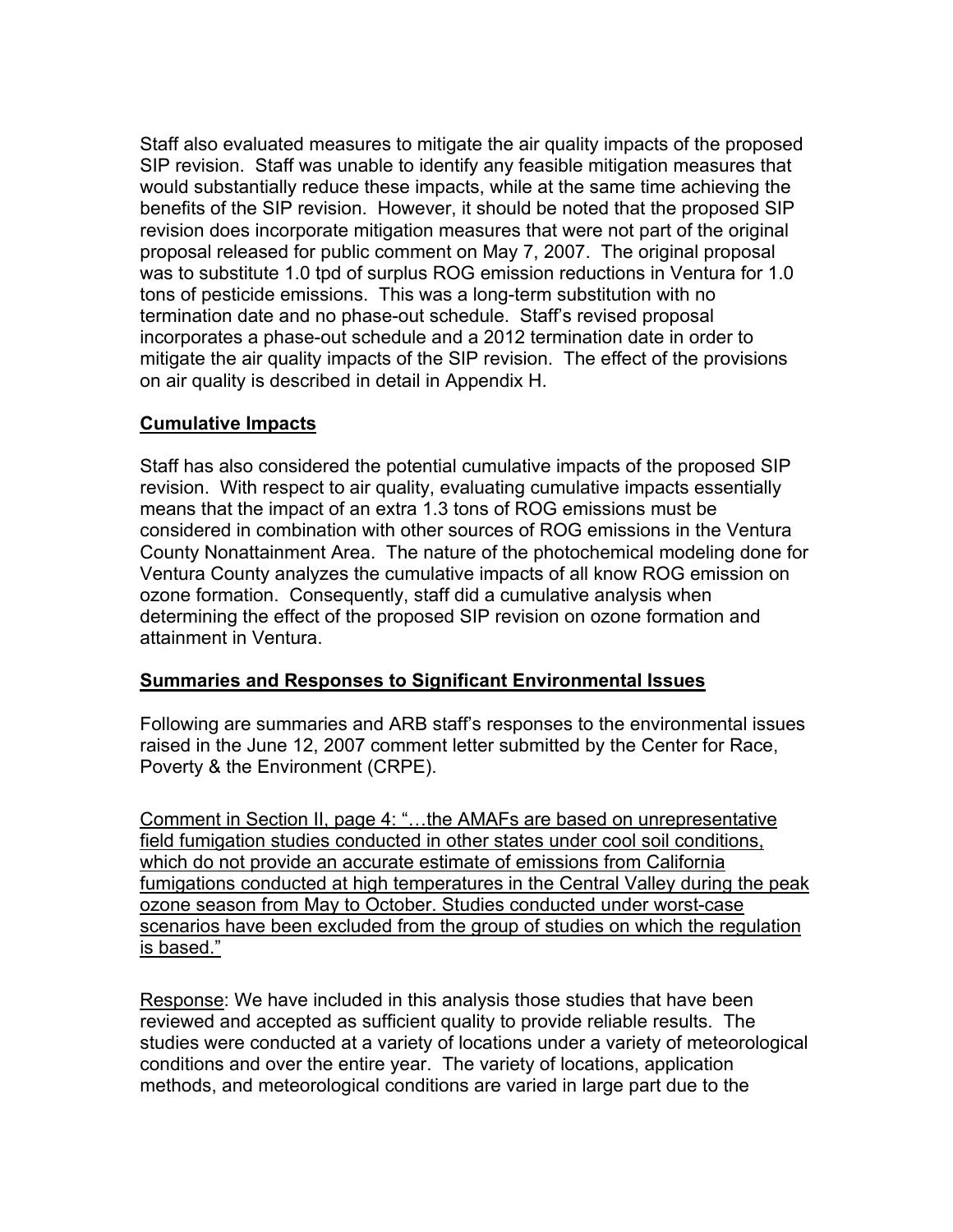Staff also evaluated measures to mitigate the air quality impacts of the proposed SIP revision. Staff was unable to identify any feasible mitigation measures that would substantially reduce these impacts, while at the same time achieving the benefits of the SIP revision. However, it should be noted that the proposed SIP revision does incorporate mitigation measures that were not part of the original proposal released for public comment on May 7, 2007. The original proposal was to substitute 1.0 tpd of surplus ROG emission reductions in Ventura for 1.0 tons of pesticide emissions. This was a long-term substitution with no termination date and no phase-out schedule. Staff's revised proposal incorporates a phase-out schedule and a 2012 termination date in order to mitigate the air quality impacts of the SIP revision. The effect of the provisions on air quality is described in detail in Appendix H.

**Cumulative Impacts**

Staff has also considered the potential cumulative impacts of the proposed SIP revision. With respect to air quality, evaluating cumulative impacts essentially means that the impact of an extra 1.3 tons of ROG emissions must be considered in combination with other sources of ROG emissions in the Ventura County Nonattainment Area. The nature of the photochemical modeling done for Ventura County analyzes the cumulative impacts of all know ROG emission on ozone formation. Consequently, staff did a cumulative analysis when determining the effect of the proposed SIP revision on ozone formation and attainment in Ventura.

**Summaries and Responses to Significant Environmental Issues**

Following are summaries and ARB staff's responses to the environmental issues raised in the June 12, 2007 comment letter submitted by the Center for Race, Poverty & the Environment (CRPE).

Comment in Section II, page 4: "…the AMAFs are based on unrepresentative field fumigation studies conducted in other states under cool soil conditions, which do not provide an accurate estimate of emissions from California fumigations conducted at high temperatures in the Central Valley during the peak ozone season from May to October. Studies conducted under worst-case scenarios have been excluded from the group of studies on which the regulation is based."

Response: We have included in this analysis those studies that have been reviewed and accepted as sufficient quality to provide reliable results. The studies were conducted at a variety of locations under a variety of meteorological conditions and over the entire year. The variety of locations, application methods, and meteorological conditions are varied in large part due to the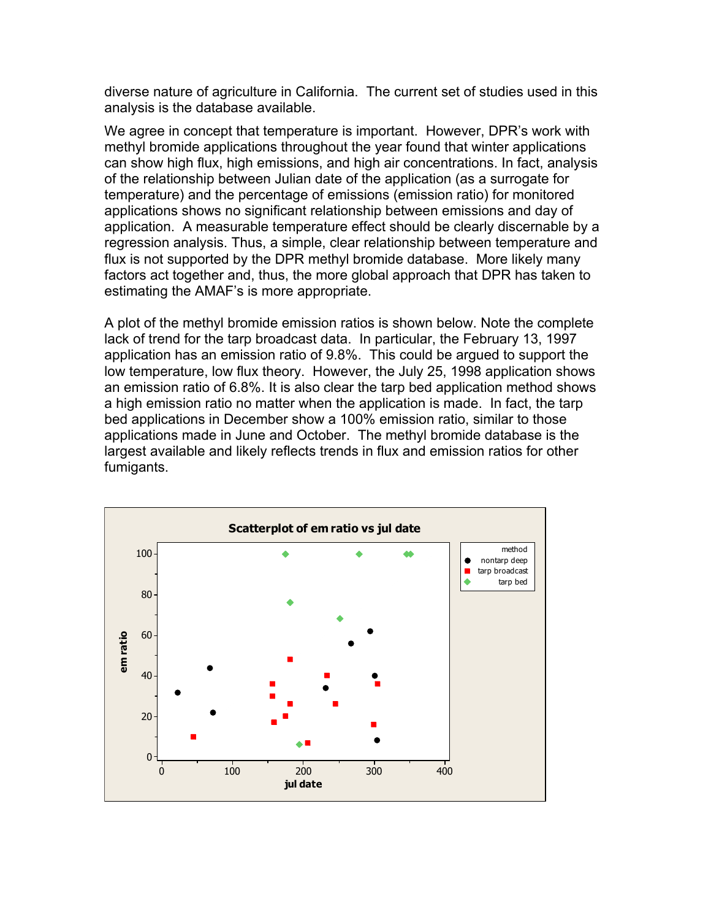diverse nature of agriculture in California. The current set of studies used in this analysis is the database available.

We agree in concept that temperature is important. However, DPR's work with methyl bromide applications throughout the year found that winter applications can show high flux, high emissions, and high air concentrations. In fact, analysis of the relationship between Julian date of the application (as a surrogate for temperature) and the percentage of emissions (emission ratio) for monitored applications shows no significant relationship between emissions and day of application. A measurable temperature effect should be clearly discernable by a regression analysis. Thus, a simple, clear relationship between temperature and flux is not supported by the DPR methyl bromide database. More likely many factors act together and, thus, the more global approach that DPR has taken to estimating the AMAF's is more appropriate.

A plot of the methyl bromide emission ratios is shown below. Note the complete lack of trend for the tarp broadcast data. In particular, the February 13, 1997 application has an emission ratio of 9.8%. This could be argued to support the low temperature, low flux theory. However, the July 25, 1998 application shows an emission ratio of 6.8%. It is also clear the tarp bed application method shows a high emission ratio no matter when the application is made. In fact, the tarp bed applications in December show a 100% emission ratio, similar to those applications made in June and October. The methyl bromide database is the largest available and likely reflects trends in flux and emission ratios for other fumigants.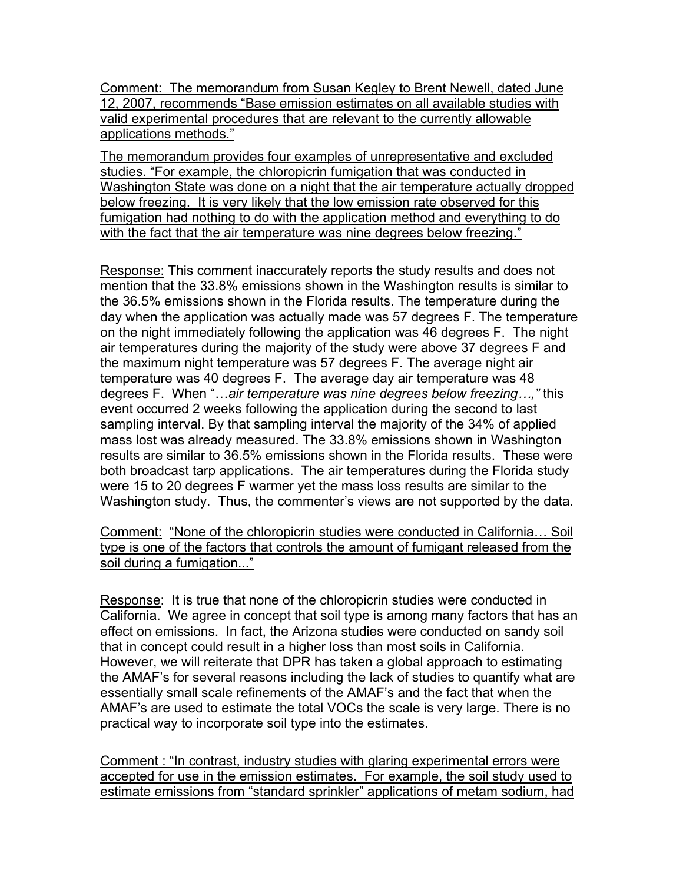<u>Comment: The memorandum from Susan Kegley to Brent Newell, dated June 12, 2007, recommends "Base emission estimates on all available studies with valid experimental procedures that are relevant to the currently allowable applications methods."</u>

<u>The memorandum provides four examples of unrepresentative and excluded studies. "For example, the chloropicrin fumigation that was conducted in Washington State was done on a night that the air temperature actually dropped below freezing. It is very likely that the low emission rate observed for this fumigation had nothing to do with the application method and everything to do with the fact that the air temperature was nine degrees below freezing."</u>

<u>Response:</u> This comment inaccurately reports the study results and does not mention that the 33.8% emissions shown in the Washington results is similar to the 36.5% emissions shown in the Florida results. The temperature during the day when the application was actually made was 57 degrees F. The temperature on the night immediately following the application was 46 degrees F. The night air temperatures during the majority of the study were above 37 degrees F and the maximum night temperature was 57 degrees F. The average night air temperature was 40 degrees F. The average day air temperature was 48 degrees F. When "…*air temperature was nine degrees below freezing…,"* this event occurred 2 weeks following the application during the second to last sampling interval. By that sampling interval the majority of the 34% of applied mass lost was already measured. The 33.8% emissions shown in Washington results are similar to 36.5% emissions shown in the Florida results. These were both broadcast tarp applications. The air temperatures during the Florida study were 15 to 20 degrees F warmer yet the mass loss results are similar to the Washington study. Thus, the commenter's views are not supported by the data.

<u>Comment: "None of the chloropicrin studies were conducted in California… Soil type is one of the factors that controls the amount of fumigant released from the soil during a fumigation..."</u>

<u>Response</u>: It is true that none of the chloropicrin studies were conducted in California. We agree in concept that soil type is among many factors that has an effect on emissions. In fact, the Arizona studies were conducted on sandy soil that in concept could result in a higher loss than most soils in California. However, we will reiterate that DPR has taken a global approach to estimating the AMAF's for several reasons including the lack of studies to quantify what are essentially small scale refinements of the AMAF's and the fact that when the AMAF's are used to estimate the total VOCs the scale is very large. There is no practical way to incorporate soil type into the estimates.

<u>Comment : "In contrast, industry studies with glaring experimental errors were accepted for use in the emission estimates. For example, the soil study used to estimate emissions from "standard sprinkler" applications of metam sodium, had</u>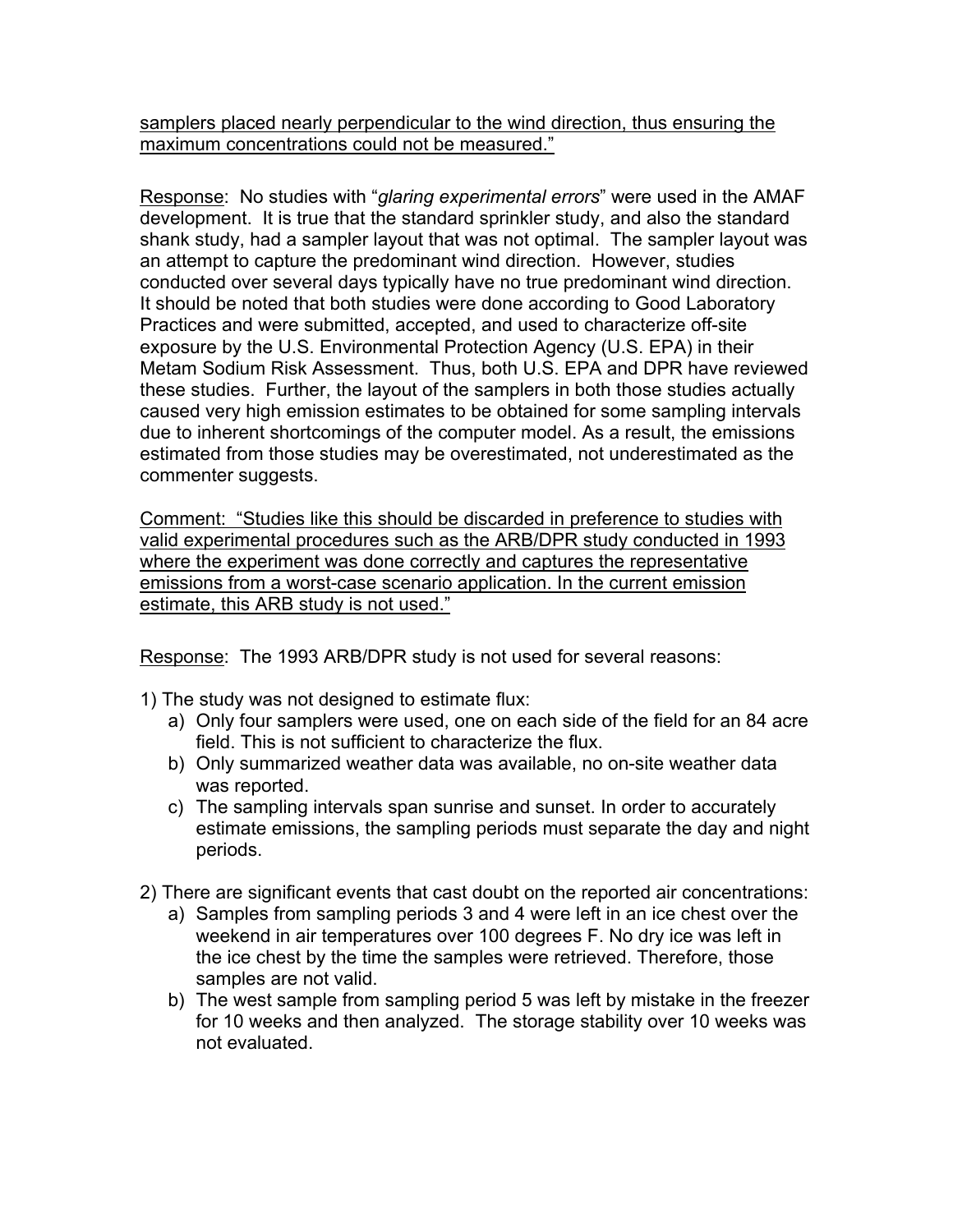samplers placed nearly perpendicular to the wind direction, thus ensuring the maximum concentrations could not be measured."

Response: No studies with "*glaring experimental errors*" were used in the AMAF development. It is true that the standard sprinkler study, and also the standard shank study, had a sampler layout that was not optimal. The sampler layout was an attempt to capture the predominant wind direction. However, studies conducted over several days typically have no true predominant wind direction. It should be noted that both studies were done according to Good Laboratory Practices and were submitted, accepted, and used to characterize off-site exposure by the U.S. Environmental Protection Agency (U.S. EPA) in their Metam Sodium Risk Assessment. Thus, both U.S. EPA and DPR have reviewed these studies. Further, the layout of the samplers in both those studies actually caused very high emission estimates to be obtained for some sampling intervals due to inherent shortcomings of the computer model. As a result, the emissions estimated from those studies may be overestimated, not underestimated as the commenter suggests.

Comment: "Studies like this should be discarded in preference to studies with valid experimental procedures such as the ARB/DPR study conducted in 1993 where the experiment was done correctly and captures the representative emissions from a worst-case scenario application. In the current emission estimate, this ARB study is not used."

Response: The 1993 ARB/DPR study is not used for several reasons:

1) The study was not designed to estimate flux:
   a) Only four samplers were used, one on each side of the field for an 84 acre field. This is not sufficient to characterize the flux.
   b) Only summarized weather data was available, no on-site weather data was reported.
   c) The sampling intervals span sunrise and sunset. In order to accurately estimate emissions, the sampling periods must separate the day and night periods.

2) There are significant events that cast doubt on the reported air concentrations:
   a) Samples from sampling periods 3 and 4 were left in an ice chest over the weekend in air temperatures over 100 degrees F. No dry ice was left in the ice chest by the time the samples were retrieved. Therefore, those samples are not valid.
   b) The west sample from sampling period 5 was left by mistake in the freezer for 10 weeks and then analyzed. The storage stability over 10 weeks was not evaluated.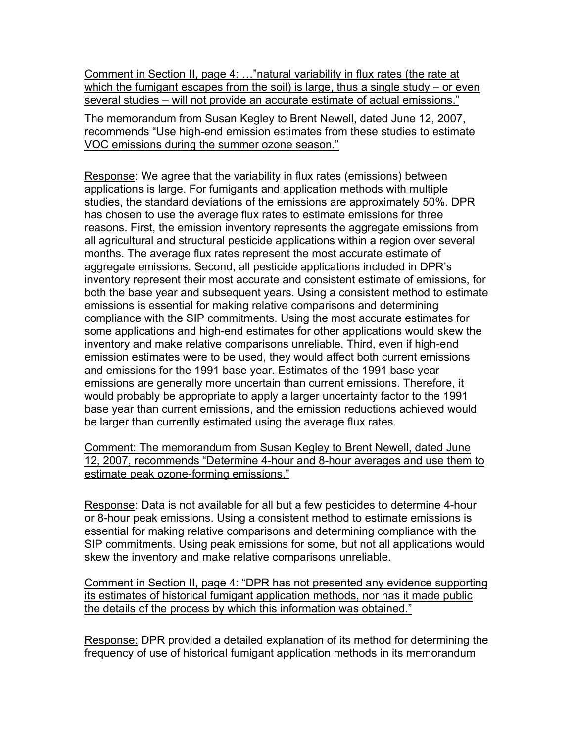<u>Comment in Section II, page 4: …"natural variability in flux rates (the rate at which the fumigant escapes from the soil) is large, thus a single study – or even several studies – will not provide an accurate estimate of actual emissions."</u>

<u>The memorandum from Susan Kegley to Brent Newell, dated June 12, 2007, recommends "Use high-end emission estimates from these studies to estimate VOC emissions during the summer ozone season."</u>

<u>Response</u>: We agree that the variability in flux rates (emissions) between applications is large. For fumigants and application methods with multiple studies, the standard deviations of the emissions are approximately 50%. DPR has chosen to use the average flux rates to estimate emissions for three reasons. First, the emission inventory represents the aggregate emissions from all agricultural and structural pesticide applications within a region over several months. The average flux rates represent the most accurate estimate of aggregate emissions. Second, all pesticide applications included in DPR's inventory represent their most accurate and consistent estimate of emissions, for both the base year and subsequent years. Using a consistent method to estimate emissions is essential for making relative comparisons and determining compliance with the SIP commitments. Using the most accurate estimates for some applications and high-end estimates for other applications would skew the inventory and make relative comparisons unreliable. Third, even if high-end emission estimates were to be used, they would affect both current emissions and emissions for the 1991 base year. Estimates of the 1991 base year emissions are generally more uncertain than current emissions. Therefore, it would probably be appropriate to apply a larger uncertainty factor to the 1991 base year than current emissions, and the emission reductions achieved would be larger than currently estimated using the average flux rates.

<u>Comment: The memorandum from Susan Kegley to Brent Newell, dated June 12, 2007, recommends "Determine 4-hour and 8-hour averages and use them to estimate peak ozone-forming emissions."</u>

<u>Response</u>: Data is not available for all but a few pesticides to determine 4-hour or 8-hour peak emissions. Using a consistent method to estimate emissions is essential for making relative comparisons and determining compliance with the SIP commitments. Using peak emissions for some, but not all applications would skew the inventory and make relative comparisons unreliable.

<u>Comment in Section II, page 4: "DPR has not presented any evidence supporting its estimates of historical fumigant application methods, nor has it made public the details of the process by which this information was obtained."</u>

<u>Response:</u> DPR provided a detailed explanation of its method for determining the frequency of use of historical fumigant application methods in its memorandum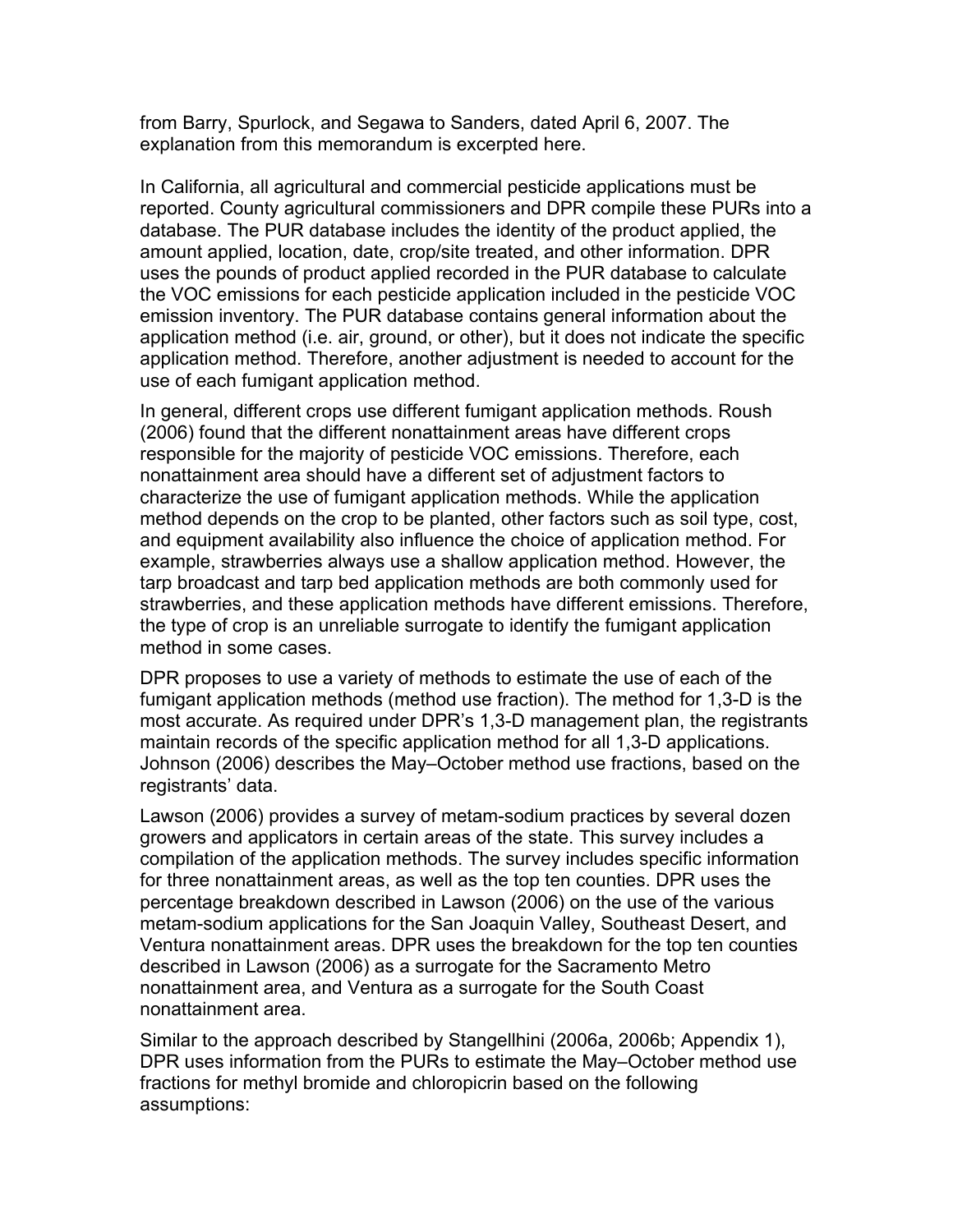from Barry, Spurlock, and Segawa to Sanders, dated April 6, 2007. The explanation from this memorandum is excerpted here.

In California, all agricultural and commercial pesticide applications must be reported. County agricultural commissioners and DPR compile these PURs into a database. The PUR database includes the identity of the product applied, the amount applied, location, date, crop/site treated, and other information. DPR uses the pounds of product applied recorded in the PUR database to calculate the VOC emissions for each pesticide application included in the pesticide VOC emission inventory. The PUR database contains general information about the application method (i.e. air, ground, or other), but it does not indicate the specific application method. Therefore, another adjustment is needed to account for the use of each fumigant application method.

In general, different crops use different fumigant application methods. Roush (2006) found that the different nonattainment areas have different crops responsible for the majority of pesticide VOC emissions. Therefore, each nonattainment area should have a different set of adjustment factors to characterize the use of fumigant application methods. While the application method depends on the crop to be planted, other factors such as soil type, cost, and equipment availability also influence the choice of application method. For example, strawberries always use a shallow application method. However, the tarp broadcast and tarp bed application methods are both commonly used for strawberries, and these application methods have different emissions. Therefore, the type of crop is an unreliable surrogate to identify the fumigant application method in some cases.

DPR proposes to use a variety of methods to estimate the use of each of the fumigant application methods (method use fraction). The method for 1,3-D is the most accurate. As required under DPR's 1,3-D management plan, the registrants maintain records of the specific application method for all 1,3-D applications. Johnson (2006) describes the May–October method use fractions, based on the registrants' data.

Lawson (2006) provides a survey of metam-sodium practices by several dozen growers and applicators in certain areas of the state. This survey includes a compilation of the application methods. The survey includes specific information for three nonattainment areas, as well as the top ten counties. DPR uses the percentage breakdown described in Lawson (2006) on the use of the various metam-sodium applications for the San Joaquin Valley, Southeast Desert, and Ventura nonattainment areas. DPR uses the breakdown for the top ten counties described in Lawson (2006) as a surrogate for the Sacramento Metro nonattainment area, and Ventura as a surrogate for the South Coast nonattainment area.

Similar to the approach described by Stangellhini (2006a, 2006b; Appendix 1), DPR uses information from the PURs to estimate the May–October method use fractions for methyl bromide and chloropicrin based on the following assumptions: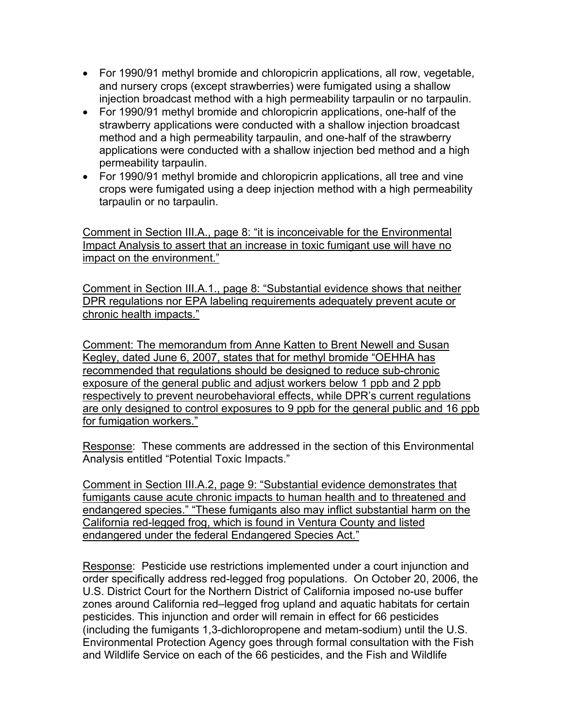- For 1990/91 methyl bromide and chloropicrin applications, all row, vegetable, and nursery crops (except strawberries) were fumigated using a shallow injection broadcast method with a high permeability tarpaulin or no tarpaulin.
- For 1990/91 methyl bromide and chloropicrin applications, one-half of the strawberry applications were conducted with a shallow injection broadcast method and a high permeability tarpaulin, and one-half of the strawberry applications were conducted with a shallow injection bed method and a high permeability tarpaulin.
- For 1990/91 methyl bromide and chloropicrin applications, all tree and vine crops were fumigated using a deep injection method with a high permeability tarpaulin or no tarpaulin.

<u>Comment in Section III.A., page 8: "it is inconceivable for the Environmental Impact Analysis to assert that an increase in toxic fumigant use will have no impact on the environment."</u>

<u>Comment in Section III.A.1., page 8: "Substantial evidence shows that neither DPR regulations nor EPA labeling requirements adequately prevent acute or chronic health impacts."</u>

<u>Comment: The memorandum from Anne Katten to Brent Newell and Susan Kegley, dated June 6, 2007, states that for methyl bromide "OEHHA has recommended that regulations should be designed to reduce sub-chronic exposure of the general public and adjust workers below 1 ppb and 2 ppb respectively to prevent neurobehavioral effects, while DPR's current regulations are only designed to control exposures to 9 ppb for the general public and 16 ppb for fumigation workers."</u>

<u>Response</u>: These comments are addressed in the section of this Environmental Analysis entitled "Potential Toxic Impacts."

<u>Comment in Section III.A.2, page 9: "Substantial evidence demonstrates that fumigants cause acute chronic impacts to human health and to threatened and endangered species." "These fumigants also may inflict substantial harm on the California red-legged frog, which is found in Ventura County and listed endangered under the federal Endangered Species Act."</u>

<u>Response</u>: Pesticide use restrictions implemented under a court injunction and order specifically address red-legged frog populations. On October 20, 2006, the U.S. District Court for the Northern District of California imposed no-use buffer zones around California red–legged frog upland and aquatic habitats for certain pesticides. This injunction and order will remain in effect for 66 pesticides (including the fumigants 1,3-dichloropropene and metam-sodium) until the U.S. Environmental Protection Agency goes through formal consultation with the Fish and Wildlife Service on each of the 66 pesticides, and the Fish and Wildlife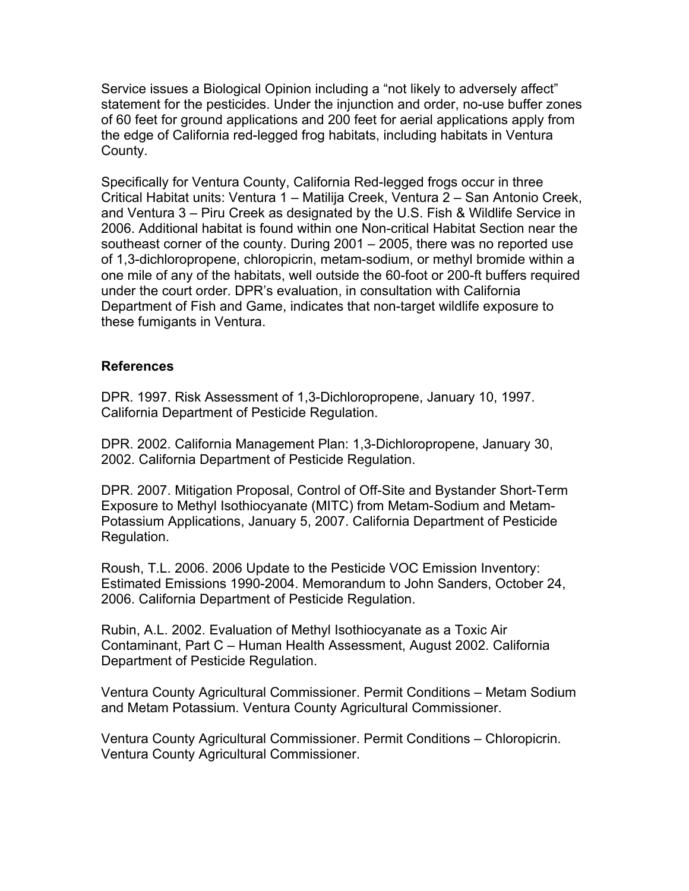Service issues a Biological Opinion including a “not likely to adversely affect” statement for the pesticides. Under the injunction and order, no-use buffer zones of 60 feet for ground applications and 200 feet for aerial applications apply from the edge of California red-legged frog habitats, including habitats in Ventura County.

Specifically for Ventura County, California Red-legged frogs occur in three Critical Habitat units: Ventura 1 – Matilija Creek, Ventura 2 – San Antonio Creek, and Ventura 3 – Piru Creek as designated by the U.S. Fish & Wildlife Service in 2006. Additional habitat is found within one Non-critical Habitat Section near the southeast corner of the county. During 2001 – 2005, there was no reported use of 1,3-dichloropropene, chloropicrin, metam-sodium, or methyl bromide within a one mile of any of the habitats, well outside the 60-foot or 200-ft buffers required under the court order. DPR’s evaluation, in consultation with California Department of Fish and Game, indicates that non-target wildlife exposure to these fumigants in Ventura.

### References

DPR. 1997. Risk Assessment of 1,3-Dichloropropene, January 10, 1997. California Department of Pesticide Regulation.

DPR. 2002. California Management Plan: 1,3-Dichloropropene, January 30, 2002. California Department of Pesticide Regulation.

DPR. 2007. Mitigation Proposal, Control of Off-Site and Bystander Short-Term Exposure to Methyl Isothiocyanate (MITC) from Metam-Sodium and Metam-Potassium Applications, January 5, 2007. California Department of Pesticide Regulation.

Roush, T.L. 2006. 2006 Update to the Pesticide VOC Emission Inventory: Estimated Emissions 1990-2004. Memorandum to John Sanders, October 24, 2006. California Department of Pesticide Regulation.

Rubin, A.L. 2002. Evaluation of Methyl Isothiocyanate as a Toxic Air Contaminant, Part C – Human Health Assessment, August 2002. California Department of Pesticide Regulation.

Ventura County Agricultural Commissioner. Permit Conditions – Metam Sodium and Metam Potassium. Ventura County Agricultural Commissioner.

Ventura County Agricultural Commissioner. Permit Conditions – Chloropicrin. Ventura County Agricultural Commissioner.